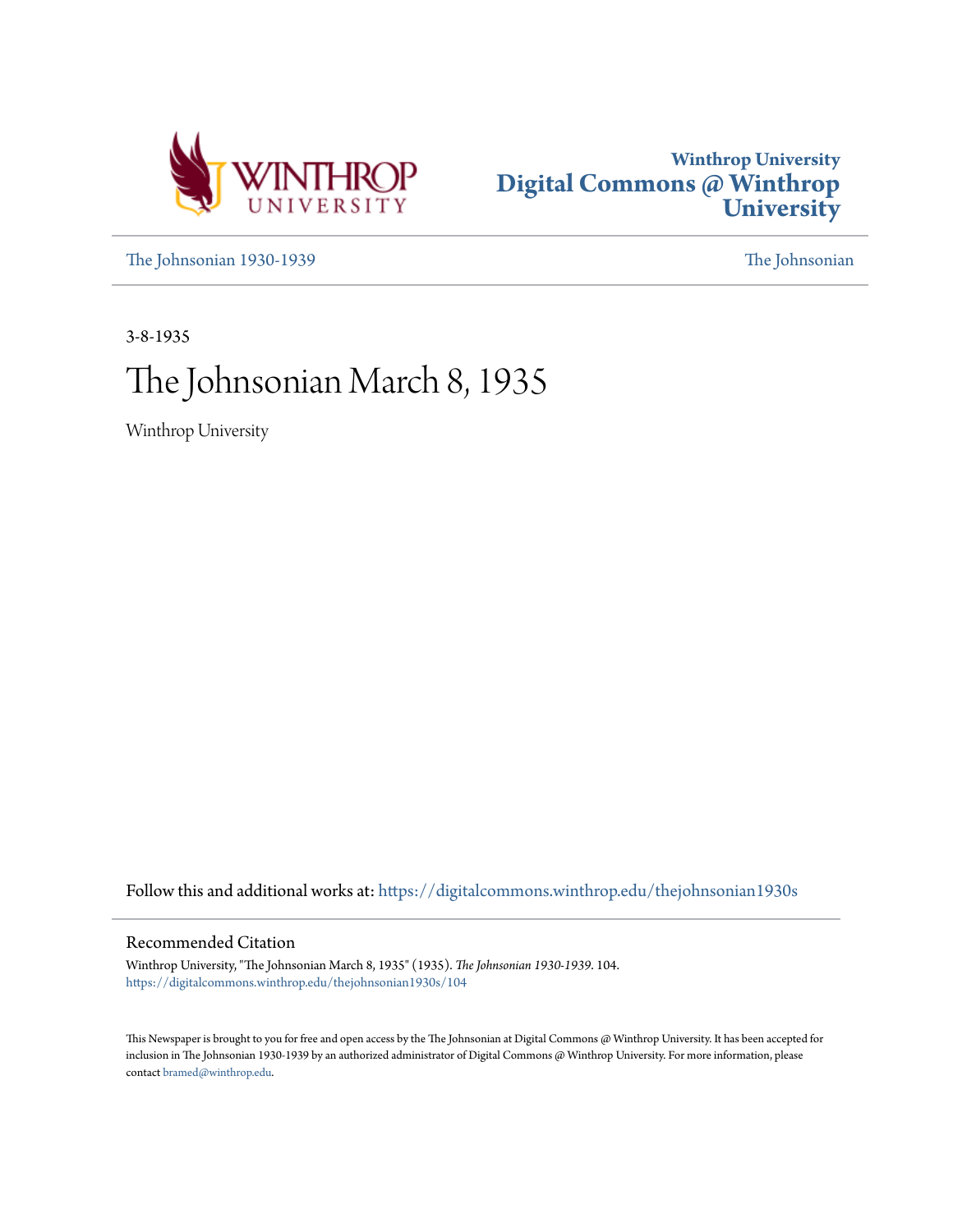Winthrop University
# Digital Commons @ Winthrop University

The Johnsonian 1930-1939 | The Johnsonian

3-8-1935

# The Johnsonian March 8, 1935

Winthrop University

Follow this and additional works at: https://digitalcommons.winthrop.edu/thejohnsonian1930s

## Recommended Citation

Winthrop University, "The Johnsonian March 8, 1935" (1935). *The Johnsonian 1930-1939*. 104.
https://digitalcommons.winthrop.edu/thejohnsonian1930s/104

This Newspaper is brought to you for free and open access by the The Johnsonian at Digital Commons @ Winthrop University. It has been accepted for inclusion in The Johnsonian 1930-1939 by an authorized administrator of Digital Commons @ Winthrop University. For more information, please contact bramed@winthrop.edu.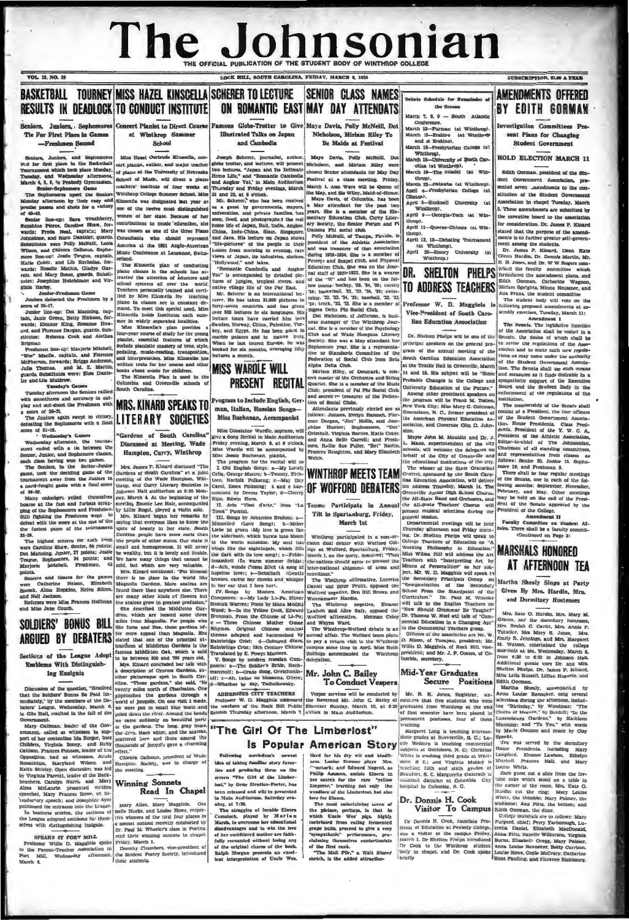# The Johnsonian

THE OFFICIAL PUBLICATION OF THE STUDENT BODY OF WINTHROP COLLEGE

VOL. 12, NO. 19 — ROCK HILL, SOUTH CAROLINA, FRIDAY, MARCH 8, 1935 — SUBSCRIPTION, $1.00 A YEAR

## BASKETBALL TOURNEY RESULTS IN DEADLOCK

### Seniors, Juniors, Sophomores Tie For First Place in Games —Freshmen Second

Seniors, Juniors, and Sophomores tied for first place in the Basketball Tournament which took place Monday, Tuesday, and Wednesday afternoons, March 4, 5, 6, in Peabody Gymnasium.

**Senior-Sophomore Game**

The Sophomores upset the Seniors Monday afternoon by their easy and precise passes and shots for a victory of 40-43.

Senior line-up: Sara Routhberry, Sunshine Pierce, Caroline Shaw, forwards; Freda Neal, captain; Mary Johnstone, and Sarah Dantzler, guards. Substitutes were Polly McNeill, Leola Wilson, and Chicora Calhoun. Sophomore line-up: Julie Teague, captain, Katie Coker, and Lib Kerhulas, forwards; Rosalie Mathis, Gladys Garrett, and Mary Sease, guards. Substitutes: Josephine Hutchinson and Virginia Harby.

**Junior-Freshman Game**

Juniors defeated the Freshmen by a score of 20-17.

Junior line-up: Dot Manning, captain, Jane Green, Betty Hickson, forwards; Eleanor King, Roxanne Howard, and Florence Dargan, guards. Substitutes: Rebecca Cook and Alethea Brigman.

Freshman line-up: Marjorie Mitchell, "Wee" Macfie, captain, and Florence McPherson, forwards; Briggs Anderson, Julia Thomas, and M. E. Martin, guards. Substitutes were: Elise Dantzler and Lib Muldrow.

**Tuesday's Games**

Tuesday afternoon the Seniors rallied with smoothness and accuracy to outplay and out-shoot the Freshmen with a score of 36-25.

The Juniors again swept to victory, defeating the Sophomores with a final score of 31-18.

**Wednesday's Games**

Wednesday afternoon, the tournament ended with a tie between the Senior, Junior, and Sophomore classes, each class having won two games.

The Seniors, in the Senior-Junior game, took the deciding game of the tournament away from the Juniors in a hard-fought game with a final score of 36-35.

Many onlookers yelled themselves hoarse at the fast and furious scrapping of the Sophomores and Freshmen. Still fighting the Freshmen went to defeat with the score at the end of the fastest game of the tournament 33-29.

The highest scorers for each team were Caroline Shaw, Senior, 64 points; Dot Manning, Junior, 27 points; Jessie Teague, Sophomore, 34 points; and Marjorie Mitchell, Freshman, 42 points.

Scorers and timers for the games were Catherine Nelson, Elizabeth Speaks, Alma Hopkins, Helen Silcox, and Nell Jackson.

Referees were Miss Frances Hoffman and Miss Jane Couch.

## SOLDIERS' BONUS BILL ARGUED BY DEBATERS

### Sections of the League Adopt Emblems With Distinguishing Insignia

Discussion of the question, "Resolved that the Soldiers' Bonus Be Paid Immediately," by the members of the Debaters' League, Wednesday, March 6, in Clio Hall, resulted in the fall of the Government.

Mary Gallman, leader of the Government, called as witnesses in support of her contention Ida Berger, Inez Childers, Virginia Boney, and Ruby Callison. Frances Putnam, leader of the Opposition, had as witnesses, Annie Rosenblum, Maryland Wilson, and Keith Shirley. Open discussion was led by Virginia Parrott, leader of the Backbenchers. Carolyn Norris and Mary Alma McLaurin presented maiden speeches, Mary Frances Rowe, an introductory speech; and Josephine Ayer petitioned for entrance into the League.

In business session, the sections of the League adopted emblems for themselves with distinguishing insignia.

**SPEAKS AT FORT MILL**

Professor Willis D. Magginis spoke to the Parent-Teacher Association in Fort Mill, Wednesday afternoon, March 6.

## MISS HAZEL KINSCELLA TO CONDUCT INSTITUTE

### Concert Pianist to Direct Course at Winthrop Summer School

Miss Hazel Gertrude Kinscella, concert pianist, author, and major teacher of piano at the University of Nebraska School of Music, will direct a piano teachers' institute of four weeks at Winthrop College Summer School. Miss Kinscella was designated last year as one of the twelve most distinguished women of her state. Because of her contributions to music education, she was chosen as one of the three Piano Consultants who should represent America at the 1931 Anglo-American Music Conference at Lausanne, Switzerland.

The Kinscella plan of conducting piano classes in the schools has attracted the attention of educators and school systems all over the world. Teachers personally trained and certified by Miss Kinscella for teaching piano in classes are in constant demand. To meet this special need, Miss Kinscella holds institutes each summer in widely separated localities.

Miss Kinscella's plan provides a four-year course of study for the young pianist, essential features of which include pianistic mastery of tone, style, pedaling, music-reading, transposition, and interpretation. Miss Kinscella has written texts for her course and other books about music for children.

The Kinscella Plan is used in the Columbia and Greenville schools of South Carolina.

## MRS. KINARD SPEAKS TO LITERARY SOCIETIES

### "Gardens of South Carolina" Discussed at Meeting, Wade Hampton, Curry, Winthrop

Mrs. James P. Kinard discussed "The Gardens of South Carolina" at a joint meeting of the Wade Hampton, Winthrop, and Curry Literary Societies in Johnson Hall auditorium at 6:30 Monday, March 4. At the beginning of the meeting, Emmie Lee Hair, accompanied by Lillie Rogol, played a violin solo.

Mrs. Kinard began her remarks by saying that everyone likes to know the spots of beauty in her state. South Carolina people have more roots than the people of other states. Our state is small and homogeneous. It will never be wealthy, but it is lovely and livable. We have many things that cannot be sold, but which are very valuable.

Mrs. Kinard continued: "For blossom there is no place in the world like Magnolia Gardens. More azaleas are found there than anywhere else. There are many other kinds of flowers but the azaleas grow in greatest profusion."

She described the Middleton Gardens, which are located some three miles from Magnolia. For people who like form and line, these gardens offer more appeal than Magnolia. She stated that one of the principal attractions of Middleton Gardens is the famous Middleton Oak, which is said to be between 500 and 700 years old.

Mrs. Kinard concluded her talk with a description of Cypress Gardens, another picturesque spot in South Carolina. "These gardens," she said, "lie twenty miles north of Charleston. One approaches the gardens through a world of jonquils. On one visit I made, we were put in small blue boats and poled down the river. Around the bends we came suddenly on beautiful parts of the gardens. The long, gray moss, the deep, black water, and the azaleas, scattered here and there among the thousands of jonquils gave a charming effect."

Chicora Calhoun, president of Wade Hampton Society, was in charge of the meeting.

## Winning Sonnets Read In Chapel

Mary Allen, Mary Magginis, Ora Belle Hucks, and Louise Howe, respective winners of the first four places in a sonnet contest recently conducted by Dr. Paul M. Wheeler's class in Poetics, read their winning sonnets in chapel, Friday, March 1.

Dorothy Chambers, vice-president of the Student Poetry Society, introduced these students.

## SCHERER TO LECTURE ON ROMANTIC EAST

### Famous Globe-Trotter to Give Illustrated Talks on Japan and Cambodia

Joseph Scherer, journalist, author, globe trotter, and lecturer, will present two lectures, "Japan and Its Intimate Home Life," and "Romantic Cambodia and Angkor Vat," in Main Auditorium Thursday and Friday evenings, March 21 and 22, at 8 o'clock.

Mr. Scherer, who has been received as a guest by governments, mayors, universities, and private families, has seen, lived, and photographed the real home life of Japan, Bali, India, Angkor, China, Indo-China, Siam, Singapore, and Java. His lecture on Japan shows "life-pictures" of the people in their homes from morning to evening, rare views of Japan, its industries, shrines, "Hollywood," and lakes.

"Romantic Cambodia and Angkor Vat" is accompanied by detailed pictures of jungles, tropical rivers, and native village life of the Far East.

Mr. Scherer is an international lecturer. He has taken 31,000 pictures in forty-seven countries and has given over 500 lectures in six languages. His lecture tours have carried him into Sweden, Norway, China, Palestine, Turkey, and Egypt. He has been guest in marble palaces and in native huts. When he last toured Europe, he was booked for six months, averaging fifty lectures a month.

## MISS WARDLE WILL PRESENT RECITAL

### Program to Include English, German, Italian, Russian Songs—Miss Buchanan, Accompanist

Miss Constance Wardle, soprano, will give a Song Recital in Main Auditorium Friday evening, March 8, at 8 o'clock. Miss Wardle will be accompanied by Miss Jessie Buchanan, pianist.

The program for the recital will be: I. Old English Songs: a—My Lovely Celia, George Munro; b—Twenty, Eighteen, Norfolk Folksong; c—May Day Carol, Essex Folksong; d and e harmonized by Deems Taylor; d—Cherry Ripe, Edwin Horn.

II. Aria "Vissi d'arte," from "La Tosca" Puccini.

III. Songs by Johannes Brahms: a—Minnelied (Love Song); b—Meine Liebe ist grün (My love is green like the alderbush, which bursts into bloom in the warm sunshine. My soul has wings like the nightingale, which fills the dark with its love song); c—Feldeinsamkeit (In warm summer fields); d—Ach, wende diesen Blick (A song of hopeless love); e—Botschaft (Gentle breezes, caress her cheeks and whisper in her ear that I love her).

IV. Songs by Modern American Composers: a—My Lady Lo-Fu, Elinor Remick Warren; Poem by Mona Modini Wood; b—In the Yellow Dusk, Edward Freeman, From the Chinese of Li-Po; c — Three Chinese Mother Goose Rhymes. Original Chinese musical themes adapted and harmonized by Bainbridge Crist; d—Coloured Stars, Bainbridge Crist; 18th Century Chinese Translated by E. Powys Mathers.

V. Songs by modern Russian Composers: a—The Soldier's Bride, Rachmaninoff; b—Grass Song, Gretchaninoff; c—Ah, twine no blossoms, Glière; d—Whether by day, Tschaikowsky.

**ADDRESSES CITY TEACHERS**

Professor W. D. Magginis addressed the teachers of the Rock Hill Public Schools Thursday afternoon, March 7.

## "The Girl Of The Limberlost" Is Popular American Story

Following moviedom's newest idea of taking familiar story favorites and producing them on the screen "The Girl of the Limberlost," by Gene Stratton-Porter, has been released and will be presented in Main Auditorium, Saturday evening, at 7:30.

The struggles of lovable Elnora Comstock, played by Marian Marsh, to overcome her educational disadvantages and to win the love of her embittered mother are faithfully recounted without losing any of the original charm of the book. Ralph Morgan presents an excellent interpretation of Uncle Wes, liked for his dry wit and kindliness. Louise Dresser plays Mrs. Comstock; and Edward Nugent, as Philip Ammon, assists Elnora in her search for the rare "yellow Emperor," learning not only the woodlore of the Limberlost, but also love for Elnora.

The most entertaining scene of the picture, perhaps, is that in which Uncle Wes' pigs, highly inebriated from eating fermented grape pulp, proceed to give a very "sympathetic" performance, proclaiming themselves contortionists of the first rank.

"The Mail Pilot," a Walt Disney sketch, is the added attraction.

## SENIOR CLASS NAMES MAY DAY ATTENDANTS

### Maye Davis, Polly McNeill, Dot Nicholson, Miriam Riley To Be Maids at Festival

Maye Davis, Polly McNeill, Dot Nicholson, and Miriam Riley were chosen Senior attendants for May Day Festival at a class meeting, Friday, March 1. Ann Ware will be Queen of the May, and Sis Wiley, Maid-of-Honor.

Maye Davis, of Columbia, has been May attendant for the past two years. She is a member of the Elementary Education Club, Curry Literary Society, the Senior Forum and Fi Gamma Phi social club.

Polly McNeill, of Tampa, Florida, is president of the Athletic Association and was treasurer of that association during 1933-1934. She is a member of Porcejs and Scapel Club, and Physical Education Club. She was on the Journal staff of 1932-1933. She is a wearer of the "W" and has been on the following teams: hockey, '33, '34, '35; varsity '34; basketball, '32, '33, '34, '35; swimming, '32, '33, '34, '35; baseball, '32, '33, '34; track, '32, '33. She is a member of Sigma Delta Phi Social Club.

Dot Nicholson, of Jefferson, is business manager of The Winthrop Journal. She is a member of the Psychology Club and of Wade Hampton Literary Society. She was a May attendant her Sophomore year. She is a representative to Standards Committee of the Federation of Social Club from Beta Alpha Delta Club.

Miriam Riley, of Denmark, is concert master of the Orchestra and String Quartet. She is a member of the Music Club; president of Pal Phi Social Club, and secretary-treasurer of the Federation of Social Clubs.

Attendants previously elected are as follows: Juniors, Evelyn Hannah, Florence Dargan, "Jim" Hollis, and Josephine Hunter; Sophomores, "Dot" Grimball, Virginia Barnes, Katie Coker, and Anna Belle Carroll; and Freshmen, Hallie Sue Fuller, "Bet" Barkin, Frances Roughton, and Mary Elizabeth Welch.

## WINTHROP MEETS TEAM OF WOFFORD DEBATERS

### Teams Participate in Annual Tilt in Spartanburg, Friday, March 1st

Winthrop participated in a non-decision dual debate with Wofford College at Wofford, Spartanburg, Friday, March 1, on the query, Resolved: "That the nations should agree to prevent the international shipment of arms and munitions."

The Winthrop affirmative, Lucretia Daniel and Blue Pruitt, opposed the Wofford negative, Ben Hill Brown and Wannamaker Hardin.

The Winthrop negative, Eleanor Lawton and Alice Ray, opposed the Wofford affirmative, Herman Coley and Wayne Ward.

The Winthrop-Wofford debate is an annual affair. The Wofford team plans to pay a return visit to the Winthrop campus some time in April. Miss Ruth Rollings accompanied the Winthrop delegation.

## Mr. John C. Bailey To Conduct Vespers

Vesper services will be conducted by the Reverend Mr. John C. Bailey of Ebenezer Sunday, March 10, at 6:30 o'clock in Main Auditorium.

## Debate Schedule for Remainder of the Season

March 7, 8, 9 — South Atlantic Conference.
March 12—Furman (at Winthrop).
March 15—Erskine (at Winthrop and at Erskine).
March 18—Presbyterian College (at Winthrop).
March 18—University of North Carolina (at Winthrop).
March 19—The Citadel (at Winthrop).
March 23—Catawba (at Winthrop).
April 4—Presbyterian College (at Clinton).
April 5—Bucknell University (at Winthrop).
April 9—Georgia-Tech (at Winthrop).
April 11—Queens-Chicora (at Winthrop).
April 12, 13—Debating Tournament (at Winthrop).
April 26—Emory University (at Winthrop).

## DR. SHELTON PHELPS TO ADDRESS TEACHERS

### Professor W. D. Magginis is Vice-President of South Carolina Education Association

Dr. Shelton Phelps will be one of the principal speakers on the general program of the annual meeting of the South Carolina Education Association at the Textile Hall in Greenville, March 14 and 15. His subject will be "Some Probable Changes in the College and University Education of the Future."

Among other prominent speakers on the program will be Frank M. Totten, New York City; Miss Mary C. Coleman, Greensboro, N. C., former president of the American Physical Education Association, and Governor Olin D. Johnston.

Mayor John M. Mauldin and Dr. J. L. Mann, superintendent of the city schools, will welcome the delegates on behalf of the City of Greenville and the educational institutions of the city.

The winner of the State Oratorical Contest, sponsored by the South Carolina Education Association, will deliver his address Thursday, March 14. The Greenville Junior High School Chorus, the All-State Band and Orchestra, and the All-State Teachers' Chorus will present musical selections during the general session.

Departmental meetings will be held Thursday afternoon and Friday morning. Dr. Shelton Phelps will speak to College Teachers of Education on "A Working Philosophy in Education." Miss Wilma Hill will address the Art Teachers with "Interpreting Art by Means of Personalities" as her subject. Mr. W. D. Magginis will speak to the Secondary Principals Group on "Reorganization of the Secondary School From the Standpoint of the Curriculum." Dr. Paul M. Wheeler will talk to the English Teachers on "How Should Grammar Be Taught?" Dr. Thomas W. Noel will talk of "Commercial Education in a Changing Age" to the Commercial Teachers group.

Officers of the association are Mr. W. D. Nixon, of Tuxequa, president; Mr. Willis D. Magginis, of Rock Hill, vice-president; and Mr. J. P. Coates, of Columbia, secretary.

## Mid-Year Graduates Secure Positions

Mr. R. H. Jones, Registrar, announces that five students who were graduated from Winthrop at the end of first semester have been placed in permanent positions, four of them teaching.

Margaret Long is teaching intermediate grades at Reevesville, S. C.; Lucile Wesborn is teaching commercial subjects at Goldsboro, N. C.; Christine White is teaching third grade at Whitmire, S. C.; and Virginia Mobley is teaching fifth and sixth grades at Beaufort, S. C. Marguerite Galbraith is assistant dietitian at Columbia City hospital in Columbia, S. C.

## Dr. Donnis H. Cook Visitor To Campus

Dr Donnis H. Cook, Associate Professor of Education at Peabody College, was a visitor to the campus Friday, March 1. Dr Shelton Phelps introduced Dr Cook to the Winthrop student body in chapel, and Dr. Cook spoke briefly.

## AMENDMENTS OFFERED BY EDITH GORMAN

### Investigation Committees Present Plans for Changing Student Government

**HOLD ELECTION MARCH 11**

Edith Gorman, president of the Student Government Association, presented seven amendments to the constitution of the Student Government Association in chapel Tuesday, March 5. These amendments are submitted by the executive board to the association for consideration. Dr. James P. Kinard stated that the purpose of the amendments is to further greater self-government among the students.

Dr. James P. Kinard, Dean Kate Glenn Hardin, Dr. Donnis Martin, Mr. R. H. Jones, and Dr. W W Rogers comprised the faculty committee which formulated the amendment plans, and Edith Gorman, Catherine Wagnon, Miriam Speights, Minna Neussner, and Ada Evans, the student committee.

The student body will vote on the following proposed amendments in assembly exercises, Tuesday, March 11:

**Amendment I**

The Senate. The legislative function of the Association shall be vested in a Senate, the duties of which shall be to revise the regulations of the Association and to make such new regulations as may come under the authority of the Student Government Association. The Senate shall set such means and measures as it finds desirable in a sympathetic support of the Executive Board and the Student Body in the enforcement of the regulations of the institution.

The membership of the Senate shall consist of a President, the four officers of the Student Government Association, House Presidents, Class Presidents, President of the Y. W. C. A., President of the Athletic Association, Editor-in-chief of The Johnsonian, Chairmen of all standing committees, and representatives from classes as follows: Senior 20, Junior 15, Sophomore 10, and Freshman 5.

There shall be four regular meetings of the Senate, one in each of the following months: September, November, February, and May. Other meetings may be held on the call of the President of the Senate approved by the President of the College.

**Amendment II**

Faculty Committee on Student Affairs. There shall be a faculty committee... (Continued on Page 3)

## MARSHALS HONORED AT AFTERNOON TEA

### Martha Shealy Sings at Party Given By Mrs. Hardin, Mrs. and Dormitory Hostesses

Mrs. Kate G. Hardin, Mrs. Mary M. Gibson, and the dormitory hostesses, Mrs. Beulah O. Cavitt, Mrs. Annie F. Tutwiler, Mrs Mary S. Jones, Mrs. Emily B. Jennings, and Mrs. Margaret M. Watson, entertained the college marshals at tea, Wednesday, March 6, from 4:30 to 6:00 in Johnson Hall. Additional guests were Dr. and Mrs. Shelton Phelps, Dr. James P. Kinard, Miss Leila Russell, Lillian Hogarth, and Edith Gorman.

Martha Shealy, accompanied by Anna Louise Rennecker, sang several selections during the afternoon, including "Birthday," by Woodman; "The Cloths of Heaven," by Dunhill; "In the Luxembourg Gardens," by Kathleen Manning; and "To You," with words by Marie Osouon and music by Olay Speaks.

Tea was served by the dormitory House Presidents, including Mary Langford, Eleanor Lawton, Ethelyn Mitchell, Frances Hall, and Mary Louise White.

Each guest cut a slice from the heart cake which stood on a table in the corner of the room. Mrs. Kate G. Hardin cut the ring; Mary Louise White, the thimble; Mary Palmer, the wishbone; Ann Pitts, the button; and Edith Gorman, the dime.

College marshals are as follows: Mary Purgard, chief; Perry Yarborough, Lucretia Daniel, Elizabeth MacDonald, Anna Pitts, Nanelle Wilkerson, Virginia Barnes, Elizabeth Gregg, Mary Palmer, Anna Louise Rennecker, Betty Carlisle, Louise Howe, Copie McCrary, Catherine Hunt Paulling, and Florence Richbourg.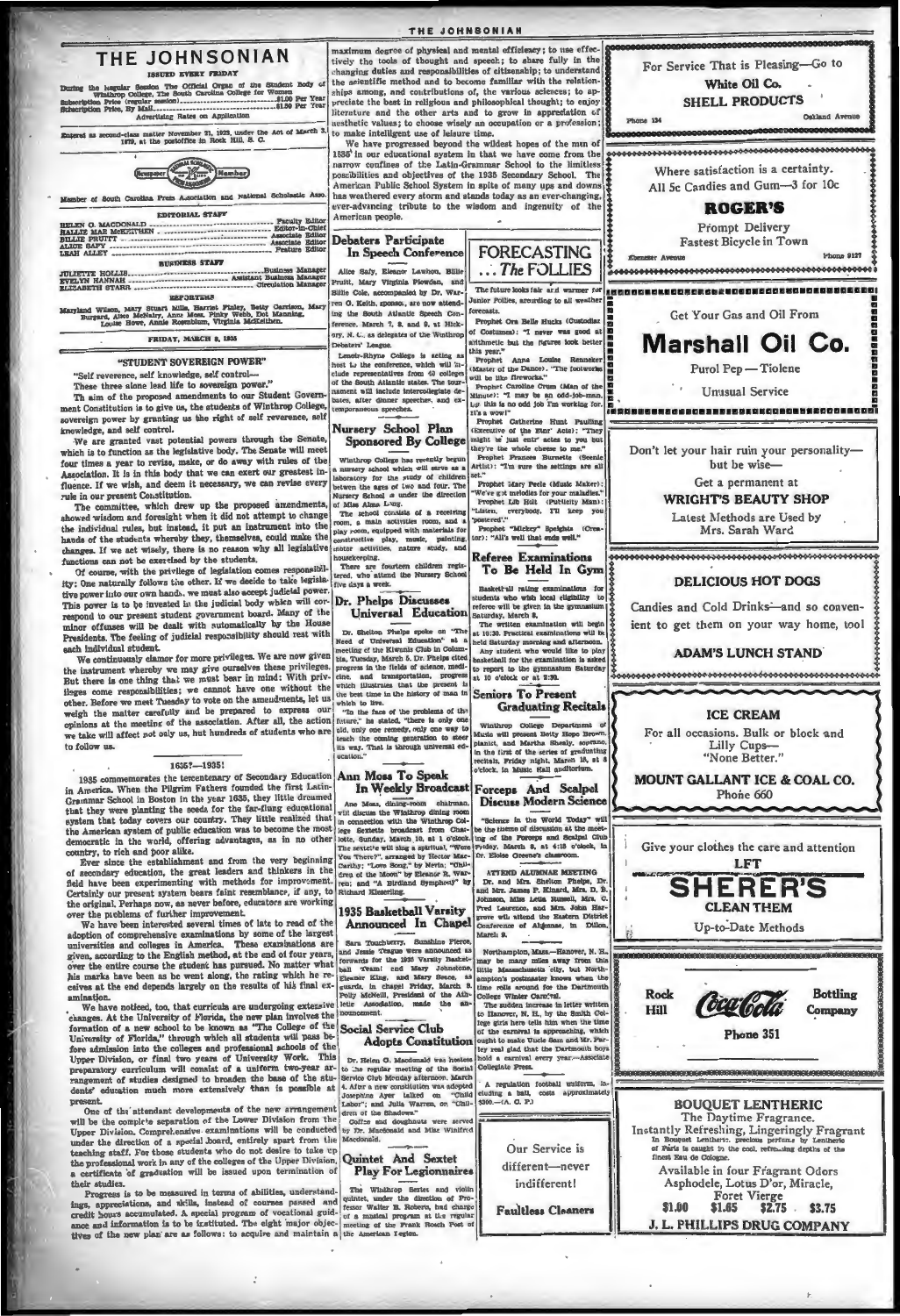# THE JOHNSONIAN

ISSUED EVERY FRIDAY

During the Regular Session The Official Organ of the Student Body of Winthrop College, The South Carolina College for Women

Subscription Price (regular session)..............$1.00 Per Year
Subscription Price, By Mail..............$1.50 Per Year

Advertising Rates on Application

Entered as second-class matter November 21, 1923, under the Act of March 3, 1879, at the postoffice in Rock Hill, S. C.

Member of South Carolina Press Association and National Scholastic Asso.

### EDITORIAL STAFF

HELEN G. MACDONALD .............. Faculty Editor
HALLIE MAE McKEITHEN .............. Editor-in-Chief
BILLIE PRUITT .............. Associate Editor
ALICE SAFY .............. Associate Editor
LEAH ALLEY .............. Feature Editor

### BUSINESS STAFF

JULIETTE HOLLIS .............. Business Manager
EVELYN HANNAH .............. Assistant Business Manager
ELIZABETH STARR .............. Circulation Manager

### REPORTERS

Maryland Wilson, Mary Stuart Mills, Harriet Finley, Betty Garrison, Mary Burgard, Alice McNairy, Ann Moss, Pinky Webb, Dot Manning, Louise Howe, Annie Rosenblum, Virginia McKeithen.

FRIDAY, MARCH 8, 1935

## "STUDENT SOVEREIGN POWER"

"Self reverence, self knowledge, self control—
These three alone lead life to sovereign power."

The aim of the proposed amendments to our Student Government Constitution is to give us, the students of Winthrop College, sovereign power by granting us the right of self reverence, self knowledge, and self control.

We are granted vast potential powers through the Senate, which is to function as the legislative body. The Senate will meet four times a year to revise, make, or do away with rules of the Association. It is in this body that we can exert our greatest influence. If we wish, and deem it necessary, we can revise every rule in our present Constitution.

The committee, which drew up the proposed amendments, showed wisdom and foresight when it did not attempt to change the individual rules, but instead, it put an instrument into the hands of the students whereby they, themselves, could make the changes. If we act wisely, there is no reason why all legislative functions can not be exercised by the students.

Of course, with the privilege of legislation comes responsibility. One naturally follows the other. If we decide to take legislative power into our own hands, we must also accept judicial power. This power is to be invested in the judicial body which will correspond to our present student government board. Many of the minor offenses will be dealt with automatically by the House Presidents. The feeling of judicial responsibility should rest with each individual student.

We continuously clamor for more privileges. We are now given the instrument whereby we may give ourselves these privileges. But there is one thing that we must bear in mind: With privileges come responsibilities; we cannot have one without the other. Before we meet Tuesday to vote on the amendments, let us weigh the matter carefully and be prepared to express our opinions at the meeting of the association. After all, the action we take will affect not only us, but hundreds of students who are to follow us.

## 1635?—1935!

1935 commemorates the tercentenary of Secondary Education in America. When the Pilgrim Fathers founded the first Latin-Grammar School in Boston in the year 1635, they little dreamed that they were planting the seeds for the far-flung educational system that today covers our country. They little realized that the American system of public education was to become the most democratic in the world, offering advantages, as in no other country, to rich and poor alike.

Ever since the establishment and from the very beginning of secondary education, the great leaders and thinkers in the field have been experimenting with methods for improvement. Certainly our present system bears faint resemblance, if any, to the original. Perhaps now, as never before, educators are working over the problems of further improvement.

We have been interested several times of late to read of the adoption of comprehensive examinations by some of the largest universities and colleges in America. These examinations are given, according to the English method, at the end of four years, over the entire course the student has pursued. No matter what his marks have been as he went along, the rating which he receives at the end depends largely on the results of his final examination.

We have noticed, too, that curricula are undergoing extensive changes. At the University of Florida, the new plan involves the formation of a new school to be known as "The College of the University of Florida," through which all students will pass before admission into the colleges and professional schools of the Upper Division, or final two years of University Work. This preparatory curriculum will consist of a uniform two-year arrangement of studies designed to broaden the base of the students' education much more extensively than is possible at present.

One of the attendant developments of the new arrangement will be the complete separation of the Lower Division from the Upper Division. Comprehensive examinations will be conducted under the direction of a special board, entirely apart from the teaching staff. For those students who do not desire to take up the professional work in any of the colleges of the Upper Division, a certificate of graduation will be issued upon termination of their studies.

Progress is to be measured in terms of abilities, understandings, appreciations, and skills, instead of courses passed and credit hours accumulated. A special program of vocational guidance and information is to be instituted. The eight major objectives of the new plan are as follows: to acquire and maintain a maximum degree of physical and mental efficiency; to use effectively the tools of thought and speech; to share fully in the changing duties and responsibilities of citizenship; to understand the scientific method and to become familiar with the relationships among, and contributions of, the various sciences; to appreciate the best in religious and philosophical thought; to enjoy literature and the other arts and to grow in appreciation of aesthetic values; to choose wisely an occupation or a profession; to make intelligent use of leisure time.

We have progressed beyond the wildest hopes of the man of 1635 in our educational system in that we have come from the narrow confines of the Latin-Grammar School to the limitless possibilities and objectives of the 1935 Secondary School. The American Public School System in spite of many ups and downs has weathered every storm and stands today as an ever-changing, ever-advancing tribute to the wisdom and ingenuity of the American people.

## Debaters Participate In Speech Conference

Alice Safy, Eleanor Lawhon, Billie Pruitt, Mary Virginia Plowden, and Billie Cole, accompanied by Dr. Warren G. Keith, sponsor, are now attending the South Atlantic Speech Conference, March 7, 8, and 9, at Hickory, N. C., as delegates of the Winthrop Debaters' League.

Lenoir-Rhyne College is acting as host to the conference, which will include representatives from 40 colleges of the South Atlantic states. The tournament will include intercollegiate debates, after dinner speeches, and extemporaneous speeches.

## Nursery School Plan Sponsored By College

Winthrop College has recently begun a nursery school which will serve as a laboratory for the study of children between the ages of two and four. The Nursery School is under the direction of Miss Alma Long.

The school consists of a receiving room, a main activities room, and a play room, equipped with materials for constructive play, music, painting, motor activities, nature study, and housekeeping.

There are fourteen children registered, who attend the Nursery School five days a week.

## Dr. Phelps Discusses Universal Education

Dr. Shelton Phelps spoke on "The Need of Universal Education" at a meeting of the Kiwanis Club in Columbia, Tuesday, March 5. Dr. Phelps cited progress in the fields of science, medicine, and transportation, progress which illustrates that the present is the best time in the history of man in which to live.

"In the face of the problems of the future," he stated, "there is only one old, only one remedy, only one way to teach the coming generation to steer its way. That is through universal education."

## Ann Moss To Speak In Weekly Broadcast

Ann Moss, dining-room chairman, will discuss the Winthrop dining room in connection with the Winthrop College Sextette broadcast from Charlotte, Sunday, March 10, at 1 o'clock. The sextette will sing a spiritual, "Were You There?", arranged by Hector MacCarthy; "Love Song," by Nevin; "Children of the Moon" by Eleanor R. Warren; and "A Birdland Symphony" by Richard Kieserling.

## 1935 Basketball Varsity Announced In Chapel

Sara Touchberry, Sunshine Pierce, and Jessie Teague were announced as forwards for the 1935 Varsity Basketball team; and Mary Johnstone, Eleanor King, and Mary Sease, as guards, in chapel Friday, March 8. Polly McNeill, President of the Athletic Association, made the announcement.

## Social Service Club Adopts Constitution

Dr. Helen G. Macdonald was hostess to the regular meeting of the Social Service Club Monday afternoon, March 4. After a new constitution was adopted Josephine Ayer talked on "Child Labor"; and Julia Warren, on "Children of the Shadows."

Coffee and doughnuts were served by Dr. Macdonald and Miss Winifred Macdonald.

## Quintet And Sextet Play For Legionnaires

The Winthrop Sextet and violin quintet, under the direction of Professor Walter B. Roberts, had charge of a musical program at the regular meeting of the Frank Roach Post of the American Legion.

## FORECASTING ... *The FOLLIES*

The future looks fair and warmer for Junior Follies, according to all weather forecasts.

Prophet Ora Belle Hucks (Custodian of Costumes): "I never was good at arithmetic but the figures look better this year."

Prophet Anne Louise Renneker (Master of the Dance): "The footworks will be like fireworks."

Prophet Caroline Crum (Man of the Minute): "I may be an odd-job-man, but this is no odd job I'm working for. It's a wow!"

Prophet Catherine Hunt Paulling (Executive of the Extr' Acts): "They might be just extr' actes to you but they're the whole cheese to me."

Prophet Frances Burnette (Scenic Artist): "I'm sure the settings are all set."

Prophet Mary Peele (Music Maker): "We've got melodies for your maladies."

Prophet Lib Holt (Publicity Man): "Listen, everybody. I'll keep you 'postered'."

Prophet "Mickey" Speights (Creator): "All's well that ends well."

## Referee Examinations To Be Held In Gym

Basketball rating examinations for students who wish local eligibility to referee will be given in the gymnasium Saturday, March 9.

The written examination will begin at 10:30. Practical examinations will be held Saturday morning and afternoon.

Any student who would like to play basketball for the examination is asked to report to the gymnasium Saturday at 10 o'clock or at 2:30.

## Seniors To Present Graduating Recitals

Winthrop College Department of Music will present Betty Hope Brown, pianist, and Martha Shealy, soprano, in the first of the series of graduating recitals, Friday night, March 15, at 8 o'clock, in Music Hall auditorium.

## Forceps And Scalpel Discuss Modern Science

"Science in the World Today" will be the theme of discussion at the meeting of the Forceps and Scalpel Club Friday, March 8, at 4:15 o'clock, in Dr. Eloise Greene's classroom.

### ATTEND ALUMNAE MEETING

Dr. and Mrs. Shelton Phelps, Dr. and Mrs. James P. Kinard, Mrs. D. B. Johnson, Miss Leila Russell, Mrs. C. Fred Laurence, and Mrs. John Hargrove will attend the Eastern District Conference of Alumnae, in Dillon, March 9.

Northampton, Mass.—Hanover, N. H., may be many miles away from this little Massachusetts city, but Northampton's postmaster knows when the time rolls around for the Dartmouth College Winter Carnival.

The sudden increase in letter written to Hanover, N. H., by the Smith College girls here tells him when the time of the carnival is approaching, which ought to make Uncle Sam and Mr. Farley real glad that the Dartmouth boys hold a carnival every year.—Associate Collegiate Press.

A regulation football uniform, including a ball, costs approximately $300.—(A. C. P.)

---

For Service That is Pleasing—Go to
**White Oil Co.**
**SHELL PRODUCTS**
Phone 134 — Oakland Avenue

---

Where satisfaction is a certainty.
All 5c Candies and Gum—3 for 10c
**ROGER'S**
Prompt Delivery
Fastest Bicycle in Town
Ebenezer Avenue — Phone 9127

---

Get Your Gas and Oil From
**Marshall Oil Co.**
Purol Pep — Tiolene
Unusual Service

---

Don't let your hair ruin your personality—but be wise—
Get a permanent at
**WRIGHT'S BEAUTY SHOP**
Latest Methods are Used by Mrs. Sarah Ward

---

**DELICIOUS HOT DOGS**
Candies and Cold Drinks—and so convenient to get them on your way home, too!
**ADAM'S LUNCH STAND**

---

**ICE CREAM**
For all occasions. Bulk or block and Lilly Cups—
"None Better."
**MOUNT GALLANT ICE & COAL CO.**
Phone 660

---

Give your clothes the care and attention
LET
**SHERER'S**
CLEAN THEM
Up-to-Date Methods

---

Rock Hill Coca-Cola Bottling Company
Phone 351

---

Our Service is different—never indifferent!
**Faultless Cleaners**

---

**BOUQUET LENTHERIC**
The Daytime Fragrance.
Instantly Refreshing, Lingeringly Fragrant
In Bouquet Lentheric precious perfume by Lentheric of Paris is caught in the cool, refreshing depths of the finest Eau de Cologne.
Available in four Fragrant Odors
Asphodele, Lotus D'or, Miracle, Foret Vierge
$1.00 $1.65 $2.75 $3.75
**J. L. PHILLIPS DRUG COMPANY**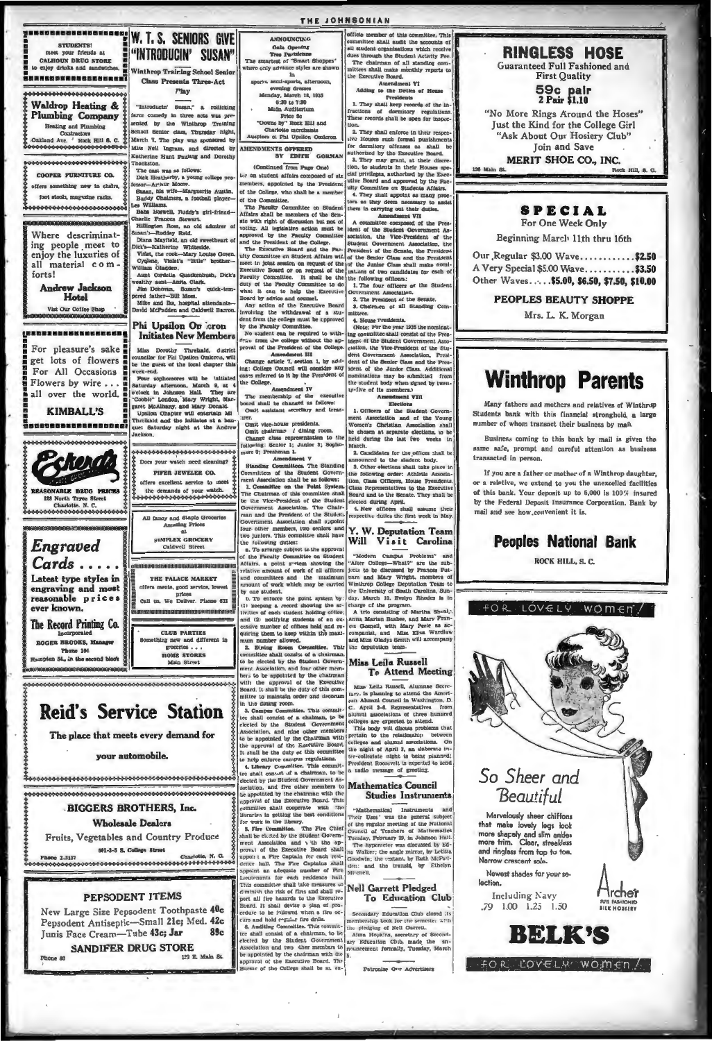STUDENTS! meet your friends at CALHOUN DRUG STORE to enjoy drinks and sandwiches

**Waldrop Heating & Plumbing Company**
Heating and Plumbing Contractors
Oakland Ave. Rock Hill, S. C.

COOPER FURNITURE CO. offers something new in chairs, foot stools, magazine racks.

Where discriminating people meet to enjoy the luxuries of all material comforts!

**Andrew Jackson Hotel**
Visit Our Coffee Shop

For pleasure's sake get lots of flowers For All Occasions Flowers by wire . . . all over the world.

**KIMBALL'S**

**Efird's**
REASONABLE DRUG PRICES
128 North Tryon Street
Charlotte, N. C.

## Engraved Cards . . . . .

Latest type styles in engraving and most reasonable prices ever known.

**The Record Printing Co.**
Incorporated
ROGER BROOKS, Manager
Phone 194
Hampton St., in the second block

## Reid's Service Station

The place that meets every demand for your automobile.

**BIGGERS BROTHERS, Inc.**
Wholesale Dealers
Fruits, Vegetables and Country Produce
101-3-5 S. College Street
Phone 2-3137 Charlotte, N. C.

**PEPSODENT ITEMS**
New Large Size Pepsodent Toothpaste 40c
Pepsodent Antiseptic—Small 21c; Med. 42c
Junis Face Cream—Tube 43c; Jar 89c

**SANDIFER DRUG STORE**
Phone 80 172 E. Main St.

# W. T. S. SENIORS GIVE "INTRODUCIN' SUSAN"

**Winthrop Training School Senior Class Presents Three-Act Play**

"Introducin' Susan," a rollicking farce comedy in three acts was presented by the Winthrop Training School Senior class, Thursday night, March 7. The play was sponsored by Miss Nell Ingram, and directed by Katherine Hunt Pauling and Dorothy Thackston.

The cast was as follows:
Dick Heatherby, a young college professor—Arthur Moore.
Susan, his wife—Marguerite Austin.
Buddy Chalmers, a football player—Les Williams.
Babs Boswell, Buddy's girl-friend—Charlie Frances Stewart.
Billington Ross, an old admirer of Susan's—Rodney Reid.
Diana Mayfield, an old sweetheart of Dick's—Katherine Whiteside.
Violet, the cook—Mary Louise Green.
Cyclone, Violet's "little" brother—William Gladden.
Aunt Cordelia Quackenbush, Dick's wealthy aunt—Anita Clark.
Jim Donovan, Susan's quick-tempered father—Bill Moss.
Mike and Ike, hospital attendants—David McFadden and Caldwell Barron.

## Phi Upsilon Omicron Initiates New Members

Miss Dorothy Threlkeld, district councilor for Phi Upsilon Omicron, will be the guest of the local chapter this week-end.

Four sophomores will be initiated Saturday afternoon, March 9, at 4 o'clock in Johnson Hall. They are "Cobbie" London, Mary Wright, Margaret McAlhany, and Mary Donald.

Upsilon Chapter will entertain Miss Threlkeld and the initiates at a banquet Saturday night at the Andrew Jackson.

Does your watch need cleaning? PIFER JEWELER CO. offers excellent service to meet the demands of your watch.

All fancy and Staple Groceries Amazing Prices at SIMPLEX GROCERY Caldwell Street

THE PALACE MARKET offers meats, good service, lowest prices. Call us, We Deliver. Phone 533

CLUB PARTIES Something new and different in groceries . . . HOME STORES Main Street

ANNOUNCING
Gala Opening
Tres Parisienne
The smartest of "Smart Shoppes" where only advance styles are shown in sports, semi-sports, afternoon, evening dresses
Monday, March 18, 1935
6:30 to 7:30
Main Auditorium
Price 5c
"Gowns by" Rock Hill and Charlotte merchants
Auspices of Phi Upsilon Omicron

## AMENDMENTS OFFERED BY EDITH GORMAN

(Continued from Page One)

tee on student affairs composed of six members, appointed by the President of the College, who shall be a member of the Committee.

The Faculty Committee on Student Affairs shall be members of the Senate with right of discussion but not of voting. All legislative action must be approved by the Faculty Committee and the President of the College.

The Executive Board and the Faculty Committee on Student Affairs will meet in joint session on request of the Executive Board or on request of the Faculty Committee. It shall be the duty of the Faculty Committee to do what it can to help the Executive Board by advice and counsel.

Any action of the Executive Board involving the withdrawal of a student from the college must be approved by the Faculty Committee.

No student can be required to withdraw from the college without the approval of the President of the College.

**Amendment III**

Change article 7, section 1, by adding: College Council will consider any cases referred to it by the President of the College.

**Amendment IV**

The membership of the executive board shall be changed as follows:
Omit assistant secretary and treasurer.
Omit vice-house presidents.
Omit chairman of dining room.
Change class representation to the following: Senior 1; Junior 3; Sophomore 3; Freshman 1.

**Amendment V**

Standing Committees. The Standing Committees of the Student Government Association shall be as follows:

1. Committee on the Point System. The Chairman of this committee shall be the Vice-President of the Student Government Association. The Chairman and the President of the Student Government Association shall appoint four other members, two seniors and two juniors. This committee shall have the following duties:

a. To arrange subject to the approval of the Faculty Committee on Student Affairs, a point system showing the relative amount of work of all officers and committees and the maximum amount of work which may be carried by one student.

b. To enforce the point system by: (1) keeping a record showing the activities of each student holding office; and (2) notifying students of an excessive number of offices held and requiring them to keep within the maximum number allowed.

2. Dining Room Committee. This committee shall consist of a chairman, to be elected by the Student Government Association, and four other members to be appointed by the chairman with the approval of the Executive Board. It shall be the duty of this committee to maintain order and decorum in the dining room.

3. Campus Committee. This committee shall consist of a chairman, to be elected by the Student Government Association, and nine other members to be appointed by the Chairman with the approval of the Executive Board. It shall be the duty of this committee to help enforce campus regulations.

4. Library Committee. This committee shall consist of a chairman, to be elected by the Student Government Association, and five other members to be appointed by the chairman with the approval of the Executive Board. This committee shall cooperate with the librarian in getting the best conditions for work in the library.

5. Fire Committee. The Fire Chief shall be elected by the Student Government Association and with the approval of the Executive Board shall appoint a Fire Captain for each residence hall. The Fire Captains shall appoint an adequate number of Fire Lieutenants for each residence hall. This committee shall take measures to diminish the risk of fires and shall report all fire hazards to the Executive Board. It shall devise a plan of procedure to be followed when a fire occurs and hold regular fire drills.

6. Auditing Committee. This committee shall consist of a chairman, to be elected by the Student Government Association and two other members to be appointed by the chairman with the approval of the Executive Board. The Bursar of the College shall be an ex-officio member of this committee. This committee shall audit the accounts of all student organizations which receive dues through the Student Activity Fee.

The chairman of all standing committees shall make monthly reports to the Executive Board.

**Amendment VI**

Adding to the Duties of House Presidents

1. They shall keep records of the infractions of dormitory regulations. These records shall be open for inspection.

2. They shall enforce in their respective Houses such formal punishments for dormitory offenses as shall be authorized by the Executive Board.

3. They may grant, at their discretion, to students in their Houses special privileges, authorized by the Executive Board and approved by the Faculty Committee on Students Affairs.

4. They shall appoint as many proctors as they deem necessary to assist them in carrying out their duties.

**Amendment VII**

A committee composed of the President of the Student Government Association, the Vice-President of the Student Government Association, the President of the Senate, the President of the Senior Class and the President of the Junior Class shall make nominations of two candidates for each of the following officers:

1. The four officers of the Student Government Association.
2. The President of the Senate.
3. Chairmen of all Standing Committees.
4. House Presidents.

(Note: For the year 1935 the nominating committee shall consist of the President of the Student Government Association, the Vice-President of the Student Government Association, President of the Senior Class and the President of the Junior Class. Additional nominations may be submitted from the student body when signed by twenty-five of its members.)

**Amendment VIII**

Elections

1. Officers of the Student Government Association and of the Young Women's Christian Association shall be chosen at separate elections, to be held during the last two weeks in March.

2. Candidates for the offices shall be announced to the student body.

3. Other elections shall take place in the following order: Athletic Association, Class Officers, House Presidents, Class Representatives to the Executive Board and to the Senate. They shall be elected during April.

4. New officers shall assume their respective duties the first week in May.

## Y. W. Deputation Team Will Visit Carolina

"Modern Campus Problems" and "After College—What?" are the subjects to be discussed by Frances Putnam and Mary Wright, members of Winthrop College Deputation Team to the University of South Carolina, Sunday, March 10. Evelyn Rhodes is in charge of the program.

A trio consisting of Martha Shealy, Anna Marian Busbee, and Mary Frances Gosnell, with Mary Peele as accompanist, and Miss Elsa Wardlaw and Miss Gladys Smith will accompany the deputation team.

## Miss Leila Russell To Attend Meeting

Miss Leila Russell, Alumnae Secretary, is planning to attend the American Alumni Council in Washington, D. C., April 3-6. Representatives from alumni associations of three hundred colleges are expected to attend.

This body will discuss problems that pertain to the relationship between colleges and alumni associations. On the night of April 3, an elaborate inter-collegiate night is being planned; President Roosevelt is expected to send a radio message of greeting.

## Mathematics Council Studies Instruments

"Mathematical Instruments and Their Uses" was the general subject of the regular meeting of the National Council of Teachers of Mathematics Tuesday, February 26, in Johnson Hall.

The hypsometer was discussed by Edna Walker; the angle mirror, by Letitia Goodwin; the sextant, by Ruth McFadden; and the transit, by Ethelyn Mitchell.

## Nell Garrett Pledged To Education Club

Secondary Education Club closed its membership book for the semester with the pledging of Nell Garrett.

Alma Hopkins, secretary of Secondary Education Club, made the announcement formally, Tuesday, March 5.

Patronize Our Advertisers

# RINGLESS HOSE

Guaranteed Full Fashioned and First Quality

**59c pair**
**2 Pair $1.10**

"No More Rings Around the Hoses"
Just the Kind for the College Girl
"Ask About Our Hosiery Club"
Join and Save

**MERIT SHOE CO., INC.**
136 Main St. Rock Hill, S. C.

## SPECIAL

For One Week Only
Beginning March 11th thru 16th

Our Regular $3.00 Wave . . . . . . . . . . . $2.50
A Very Special $5.00 Wave . . . . . . . . . . $3.50
Other Waves . . . . . $5.00, $6.50, $7.50, $10.00

**PEOPLES BEAUTY SHOPPE**
Mrs. L. K. Morgan

# Winthrop Parents

Many fathers and mothers and relatives of Winthrop Students bank with this financial stronghold, a large number of whom transact their business by mail.

Business coming to this bank by mail is given the same safe, prompt and careful attention as business transacted in person.

If you are a father or mother of a Winthrop daughter, or a relative, we extend to you the unexcelled facilities of this bank. Your deposit up to 5,000 is 100% insured by the Federal Deposit Insurance Corporation. Bank by mail and see how convenient it is.

## Peoples National Bank

ROCK HILL, S. C.

FOR LOVELY WOMEN

*So Sheer and Beautiful*

Marvelously sheer chiffons that make lovely legs look more shapely and slim ankles more trim. Clear, streakless and ringless from top to toe. Narrow crescent sole.

Newest shades for your selection.

Including Navy
.79 1.00 1.25 1.50

Archer FULL FASHIONED SILK HOSIERY

# BELK'S

FOR LOVELY WOMEN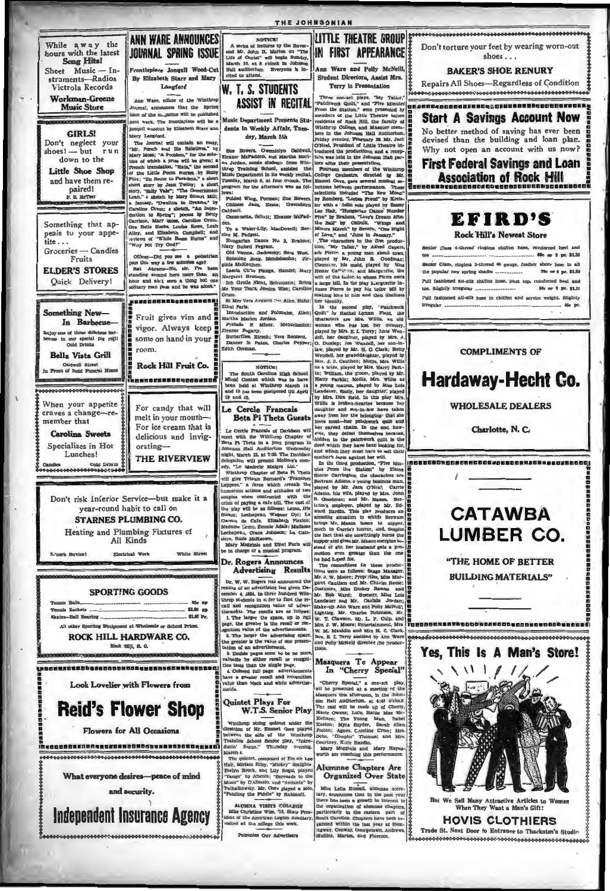While away the hours with the latest **Song Hits!**

Sheet Music — Instruments—Radios Victrola Records

**Workman-Greene Music Store**

---

**GIRLS!**

Don't neglect your shoes! — but run down to the

**Little Shoe Shop**

and have them repaired!

P. B. McTeer

---

Something that appeals to your appetite . . .

Groceries — Candies Fruits

**ELDER'S STORES**

Quick Delivery!

---

**Something New— In Barbecue—**

Enjoy one of those delicious barbecue in our special pig roll! Cold Drinks

**Bella Vista Grill**

Caldwell Street

In Front of Reid Funeral Home

---

When your appetite craves a change—remember that

**Carolina Sweets**

Specializes in Hot Lunches!

Candies — Cold Drinks

---

Don't risk Inferior Service—but make it a year-round habit to call on

**STARNES PLUMBING CO.**

Heating and Plumbing Fixtures of All Kinds

Expert Service! — Electrical Work — White Street

---

**SPORTING GOODS**

Tennis Balls .......... 35c up

Tennis Rackets .......... $1.95 up

Skates—Ball Bearing .......... $1.95 Pr.

All other Sporting Equipment at Wholesale or School Prices.

**ROCK HILL HARDWARE CO.**

Rock Hill, S. C.

---

Look Lovelier with Flowers from

**Reid's Flower Shop**

Flowers for All Occasions

---

What everyone desires—peace of mind and security.

**Independent Insurance Agency**

---

## ANN WARE ANNOUNCES JOURNAL SPRING ISSUE

**Frontispiece Jonquil Wood-Cut**

**By Elizabeth Starr and Mary Langford**

Ann Ware, editor of the Winthrop Journal, announces that the Spring issue of the magazine will be published next week. The frontispiece will be a jonquil woodcut by Elizabeth Starr and Mary Langford.

The Journal will contain an essay, "Mr. Punch and His Relatives," by Mary Moss; "A Problem," for the solution of which a prize will be given; a French translation, "Hats," the second of the Little Poem stories, by Ruby Furr; "En Route to Paradena," a short short story by Jean Twitty; a short story, "Sally Yale"; "The Government Loan," a sketch by Mary Stuart Mill; a fantasy, "Dwellers in Dreams," by Caroline Crum; a sketch, "An Introduction to Spring"; poems by Betty Garrison, Mary Moss, Caroline Crum, Ora Belle Hacks, Louise Rowe, Leah Alley, and Elizabeth Campbell; and reviews of "While Rome Burns" and "Why Not Try God?"

Officer—Did you see a pedestrian pass this way a few minutes ago?

Rat Abrams—No, sir. I've been standing around here more than an hour and ain't seen a thing but one solitary man pass and he was afoot."

---

Fruit gives vim and vigor. Always keep some on hand in your room.

**Rock Hill Fruit Co.**

---

For candy that will melt in your mouth— For ice cream that is delicious and invigorating—

**THE RIVERVIEW**

---

**NOTICE!**

A series of lectures by the Reverend Mr. John R. Marion on "The Life of Christ" will begin Sunday, March 10, at 8 o'clock in Johnson Hall auditorium. Everyone is invited to attend.

## W. T. S. STUDENTS ASSIST IN RECITAL

**Music Department Presents Students in Weekly Affair, Tuesday, March 5th**

Sue Bowers, Gwendolyn Caldwell, Eleanor McFadden, and Martha Marion Jordan, music students from Winthrop Training School, assisted the Music Department in its weekly recital, Tuesday, March 5, at four o'clock. The program for the afternoon was as follows:

Folded Wing, Forman; Sue Bowers.

Chinese Jade, Keats; Gwendolyn Caldwell.

Canzonetta, Schutt; Eleanor McFadden.

To a Water-Lily, MacDowell; Bernice M. Padgett.

Hungarian Dance No. 2, Brahms; Mary Buford Pegram.

Old Vienna, Godowsky; Bess West.

Spinning Song, Mendelssohn; Virginia McLeMore.

Lascia Ch'io Pianga, Handel; Mary Margaret Bruason.

Ich Grolle Nicht, Schumann; Bring Me Your Tears, Jessica Wise; Caroline Crum.

Si Mes Vers Avaient Des Ailes, Hahn; Ethel Faris.

Introduction and Polonaise, Allen; Martha Marion Jordan.

Prelude E Minor, Mendelssohn; Eleanor Fogarty.

Butterflies, Hirsch; Vera Bennett.

Dancer in Pateo, Charles Pepper; Edith Gorman.

---

**NOTICE!**

The South Carolina High School Music Contest which was to have been held at Winthrop March 14 and 15 has been postponed till April 19 and 20.

---

## Le Cercle Francais Beta Pi Theta Guests

Le Cercle Francais of Davidson will meet with the Winthrop Chapter of Beta Pi Theta in a joint program in Johnson Hall Auditorium Wednesday night, March 13, at 7:30. The Davidson delegation will present Moliere's comedy, "Le Medecin Malgre Lui."

Winthrop Chapter of Beta Pi Theta will give Tristan Bernard's "Franches Lippees," a farce which reveals the humorous actions and attitudes of two couples when confronted with the crisis of paying a cafe bill. The cast of the play will be as follows: Lemu, Iris Sirmay; Lechapeau, Wagner Dye; Le Garcon de Cafe, Elizabeth Plexico; Madame Lemu, Emmie Adair; Madame Lechapeau, Grace Johnson; La Caissiere, Susie McKeown.

Mary Magginis and Ethel Faris will be in charge of a musical program.

---

## Dr. Rogers Announces Advertising Results

Dr. W. W. Rogers has announced the results of an advertising test given December 4, 1934, to three hundred Winthrop students in order to find the recall and recognition value of advertisements. The results are as follows:

1. The larger the space, up to full page, the greater is the recall or recognition value of the advertisements.

2. The larger the advertising space, the greater is the value of one presentation of an advertisement.

3. Double pages seem to be no more valuable by either recall or recognition tests than the single page.

4. Colored full page advertisements have a greater recall and recognition value than black and white advertisements.

---

## Quintet Plays For W.T.S. Senior Play

Winthrop string quintet under the direction of Mr. Emmet Gore played between the acts of the Winthrop Training School Senior play, "Introducin' Susan," Thursday evening, March 4.

The quintet, composed of Emmie Lee Hair, Miriam Riley, "Mickey" Sceights, Evelyn Brock, and Lily Rogol, played "Tango" by Albeniz; "Serenade to the Moon" by D'Alessio, and "Andante" by Tschaikowsky. Mr. Gore played a solo, "Fiddling the Fiddle" by Rubinoff.

**ALUMNA VISITS COLLEGE**

Miss Christine Wise, '15, State President of the American Legion Auxiliary, visited at the college this week.

Patronize Our Advertisers

---

## LITTLE THEATRE GROUP IN FIRST APPEARANCE

**Ann Ware and Polly McNeill, Student Directors, Assist Mrs. Terry in Presentation**

Three one-act plays, "My Tailor," "Patchwork Quilt," and "Five Minutes From the Station," were presented by members of the Little Theatre before residents of Rock Hill, the faculty of Winthrop College, and Masquer members in the Johnson Hall Auditorium, Friday evening, February 28. Mr. Jack O'Neal, President of Little Theatre introduced the productions, and a reception was held in the Johnson Hall parlors after their presentation.

Fourteen members of the Winthrop College Orchestra, directed by Mr. Emmet Gore, gave several musical selections between performances. These selections included "The New Moon" by Romberg, "Liebes Freud" by Kreisler, with a violin solo played by Emmy Lee Hair, "Hungarian Dance" Number Five" by Brahms, "Love's Dream After the Ball" by Czibulk, "Wings and Motors March" by Severn, "One Night of Love," and "June in January."

The characters in the first production, "My Tailor," by Alfred Capers, are Pierre, a young man about town, played by Mr. John S. Goodman; Clemence, his maid, played by Miss Hester Calhoun, and Marguerite, the wife of the tailor, to whom Pierre owes a large bill. In the play Marguerite induces Pierre to pay his tailor bill by making love to him and then discloses her identity.

In the second play, "Patchwork Quilt," by Rachel Lyman Field, the characters are Mrs. Willis, an old woman who has lost her memory, played by Mrs. E. T. Terry; Anne Wendell, her daughter, played by Mrs. J. O. Dunlap; Joe Wendell, her son-in-law, played by Mr. H. O. Clark; Betty Wendell, her granddaughter, played by Mrs. J. C. Cauthen; Mollie, Mrs. Willis as a bride, played by Mrs. Harry Parkin; William, the groom, played by Mr. Harry Parkin; Mollie, Mrs. Willis as a young matron, played by Miss Lois Landauer, Emily, her daughter, played by Mrs. Dick Reid. In this play Mrs. Willis is broken-hearted because her daughter and son-in-law have taken away from her the belonging that she loves most—her patchwork quilt and her carved chairs. In the end, however, they defeat themselves because, hidden in the patchwork quilt is the deed which they have been looking for, and which they must have to sell their mother's farm against her will.

In the third production, "Five Minutes From the Station," by Elaine Sterne Carrington, the characters are Bertram Adams, a young business man, played by Mr. Jack O'Neal; Carrie Adams, his wife, played by Mrs. John S. Goodman; and Mr. Mason, Bertram's employer, played by Mr. Edward Hardin. This play produces an amusing situation in which Bertram brings Mr. Mason home to supper, much to Carrie's horror, and, despite the fact that she unwittingly burns the supper and gives Mr. Mason energine instead of gin, her husband gets a promotion even greater than the one he had hoped for.

The committees for these productions were as follows: Stage Manager, Mr. J. W. Moore; Properties, Miss Margaret Cauthen and Mr. Charles Reese; Costumes, Miss Dinkey Ransom and Mr. Bob Ward; Scenery, Miss Lois Landauer and Mr. Carlisle Jordan; Make-up, Ann Ware and Polly McNeill; Lighting, Mr. Charles Robinson, Mr. W. T. Clawson, Mr. L. P. Culp, and Mr. J. W. Moore; Entertainment, Mrs. W. M. Mauldin and Mrs. H. O. Clark. Mrs. E. T. Terry assisted by Ann Ware and Polly McNeill directed the productions.

---

## Masquers To Appear In "Cherry Special"

"Cherry Special," a one-act play, will be presented at a meeting of the Masquers this afternoon, in the Johnson Hall Auditorium, at 4:45 o'clock. The cast will be made up of Cherry, Marie Crews; Lulu, Hattie Mae McKeithen; The Young Man, Isabel Keston; Myra Snyder, Sarah Allen Fulton; Agnes, Caroline Crum; Mrs. Dobs, "Dimples" Thomas; and Mrs. Courtney, Kitte Hardin.

Mary Magginis and Mary Haynsworth are coaching this performance.

---

## Alumnae Chapters Are Organized Over State

Miss Leila Russell, alumnae secretary, announces that in the past year there has been a growth in interest in the organization of alumnae chapters, particularly in the eastern part of South Carolina. Chapters have been organized within the last year at Hemingway, Conway, Georgetown, Andrews, Mullins, Marion, and Florence.

---

Don't torture your feet by wearing worn-out shoes . . .

**BAKER'S SHOE RENURY**

Repairs All Shoes—Regardless of Condition

---

## Start A Savings Account Now

No better method of saving has ever been devised than the building and loan plan. Why not open an account with us now?

**First Federal Savings and Loan Association of Rock Hill**

---

## EFIRD'S

**Rock Hill's Newest Store**

Senior Class 4-thread ringless chiffon hose, reinforced heel and toe .......... 69c or 2 pr. $1.35

Senior Class, ringless 3-thread 45 gauge, feather sheer hose in all the popular new spring shades .......... 79c or 2 pr. $1.50

Full fashioned all-silk chiffon hose, picot top, reinforced heel and toe. Slightly irregular .......... 59c or 2 pr. $1.15

Full fashioned all-silk hose in chiffon and service weight. Slightly irregular .......... 45c pr.

---

COMPLIMENTS OF

## Hardaway-Hecht Co.

WHOLESALE DEALERS

Charlotte, N. C.

---

## CATAWBA LUMBER CO.

"THE HOME OF BETTER BUILDING MATERIALS"

---

## Yes, This Is A Man's Store!

But We Sell Many Attractive Articles to Women When They Want a Man's Gift!

**HOVIS CLOTHIERS**

Trade St. Next Door to Entrance to Thackston's Studio